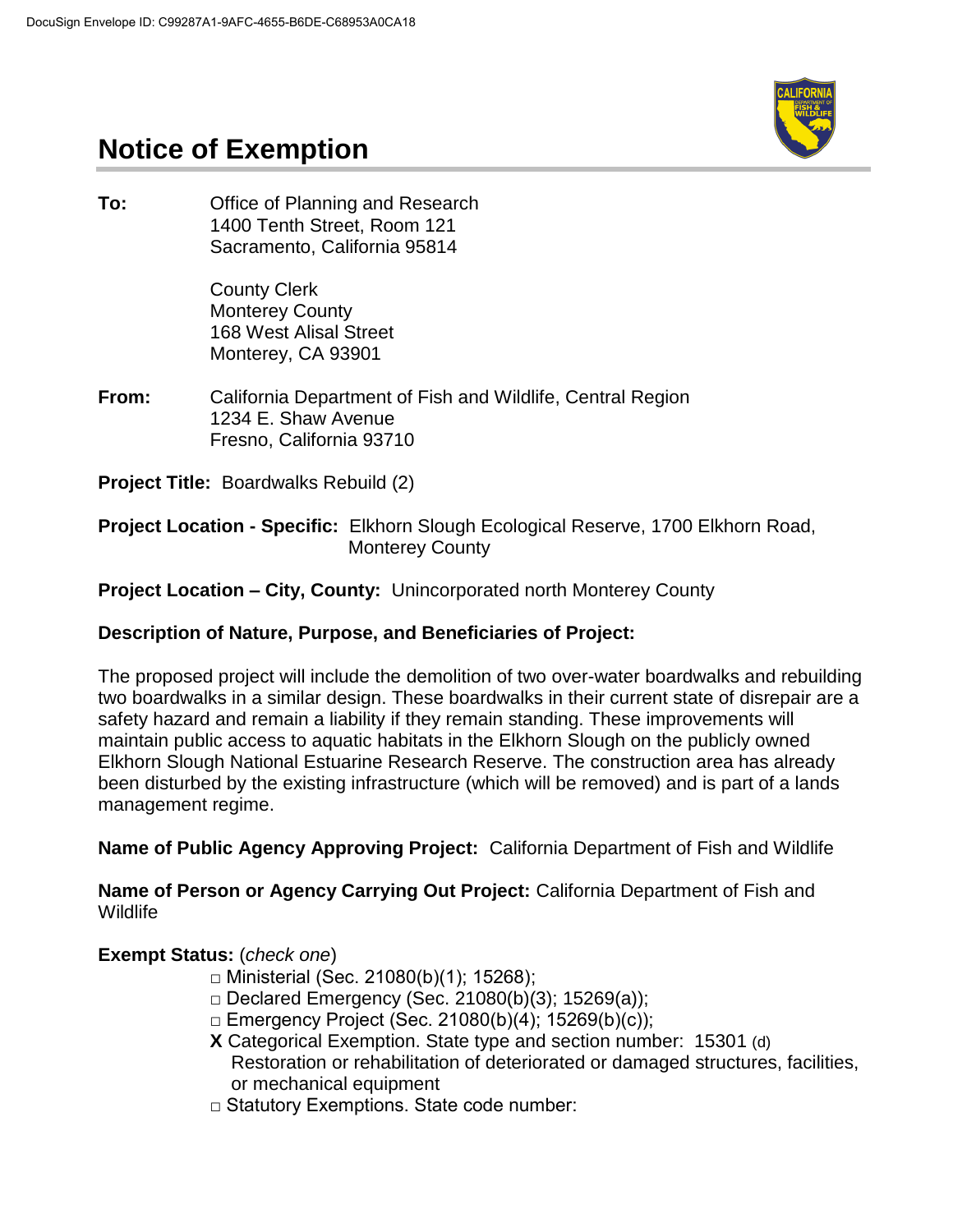DocuSign Envelope ID: C99287A1-9AFC-4655-B6DE-C68953A0CA18

# Notice of Exemption

**To:** Office of Planning and Research
1400 Tenth Street, Room 121
Sacramento, California 95814

County Clerk
Monterey County
168 West Alisal Street
Monterey, CA 93901

**From:** California Department of Fish and Wildlife, Central Region
1234 E. Shaw Avenue
Fresno, California 93710

**Project Title:** Boardwalks Rebuild (2)

**Project Location - Specific:** Elkhorn Slough Ecological Reserve, 1700 Elkhorn Road, Monterey County

**Project Location – City, County:** Unincorporated north Monterey County

**Description of Nature, Purpose, and Beneficiaries of Project:**

The proposed project will include the demolition of two over-water boardwalks and rebuilding two boardwalks in a similar design. These boardwalks in their current state of disrepair are a safety hazard and remain a liability if they remain standing. These improvements will maintain public access to aquatic habitats in the Elkhorn Slough on the publicly owned Elkhorn Slough National Estuarine Research Reserve. The construction area has already been disturbed by the existing infrastructure (which will be removed) and is part of a lands management regime.

**Name of Public Agency Approving Project:** California Department of Fish and Wildlife

**Name of Person or Agency Carrying Out Project:** California Department of Fish and Wildlife

**Exempt Status:** (*check one*)

- □ Ministerial (Sec. 21080(b)(1); 15268);
- □ Declared Emergency (Sec. 21080(b)(3); 15269(a));
- □ Emergency Project (Sec. 21080(b)(4); 15269(b)(c));
- **X** Categorical Exemption. State type and section number: 15301 (d) Restoration or rehabilitation of deteriorated or damaged structures, facilities, or mechanical equipment
- □ Statutory Exemptions. State code number: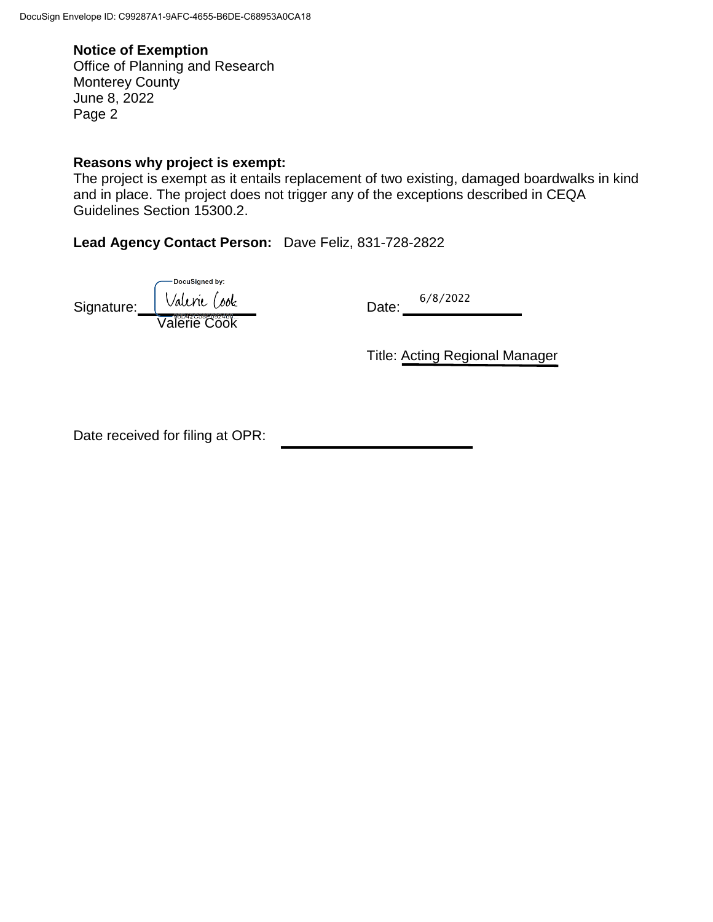**Notice of Exemption**
Office of Planning and Research
Monterey County
June 8, 2022
Page 2

**Reasons why project is exempt:**
The project is exempt as it entails replacement of two existing, damaged boardwalks in kind and in place. The project does not trigger any of the exceptions described in CEQA Guidelines Section 15300.2.

**Lead Agency Contact Person:** Dave Feliz, 831-728-2822

Signature: DocuSigned by: Valerie Cook
Valerie Cook

Date: 6/8/2022

Title: Acting Regional Manager

Date received for filing at OPR: ____________________